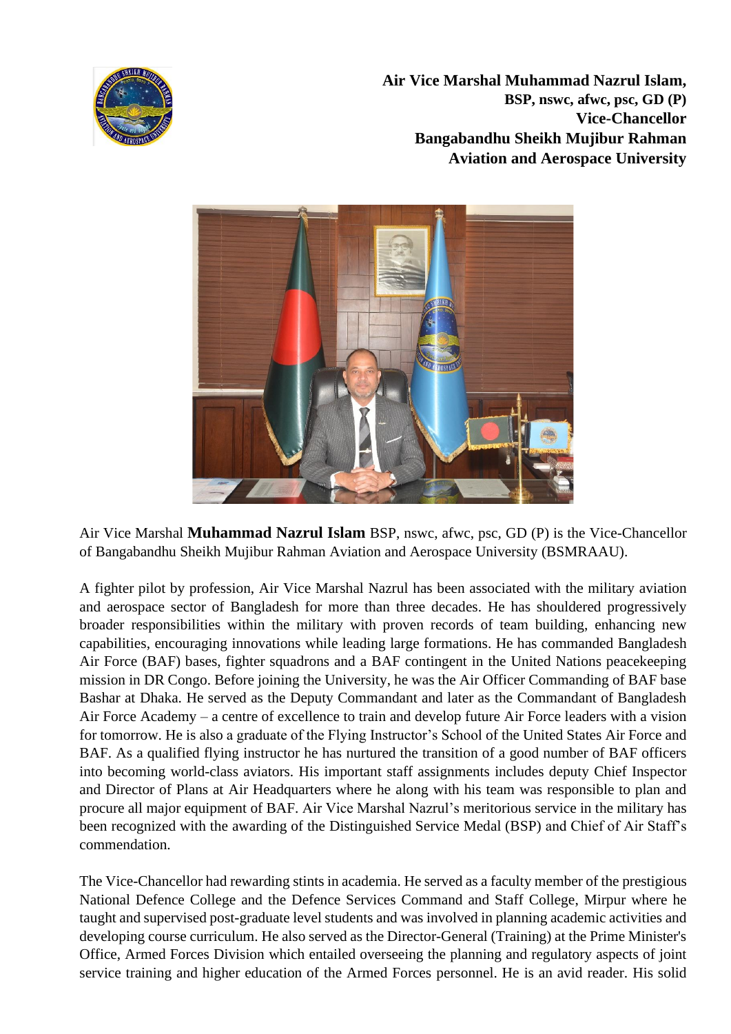**Air Vice Marshal Muhammad Nazrul Islam,**
**BSP, nswc, afwc, psc, GD (P)**
**Vice-Chancellor**
**Bangabandhu Sheikh Mujibur Rahman**
**Aviation and Aerospace University**

Air Vice Marshal **Muhammad Nazrul Islam** BSP, nswc, afwc, psc, GD (P) is the Vice-Chancellor of Bangabandhu Sheikh Mujibur Rahman Aviation and Aerospace University (BSMRAAU).

A fighter pilot by profession, Air Vice Marshal Nazrul has been associated with the military aviation and aerospace sector of Bangladesh for more than three decades. He has shouldered progressively broader responsibilities within the military with proven records of team building, enhancing new capabilities, encouraging innovations while leading large formations. He has commanded Bangladesh Air Force (BAF) bases, fighter squadrons and a BAF contingent in the United Nations peacekeeping mission in DR Congo. Before joining the University, he was the Air Officer Commanding of BAF base Bashar at Dhaka. He served as the Deputy Commandant and later as the Commandant of Bangladesh Air Force Academy – a centre of excellence to train and develop future Air Force leaders with a vision for tomorrow. He is also a graduate of the Flying Instructor's School of the United States Air Force and BAF. As a qualified flying instructor he has nurtured the transition of a good number of BAF officers into becoming world-class aviators. His important staff assignments includes deputy Chief Inspector and Director of Plans at Air Headquarters where he along with his team was responsible to plan and procure all major equipment of BAF. Air Vice Marshal Nazrul's meritorious service in the military has been recognized with the awarding of the Distinguished Service Medal (BSP) and Chief of Air Staff's commendation.

The Vice-Chancellor had rewarding stints in academia. He served as a faculty member of the prestigious National Defence College and the Defence Services Command and Staff College, Mirpur where he taught and supervised post-graduate level students and was involved in planning academic activities and developing course curriculum. He also served as the Director-General (Training) at the Prime Minister's Office, Armed Forces Division which entailed overseeing the planning and regulatory aspects of joint service training and higher education of the Armed Forces personnel. He is an avid reader. His solid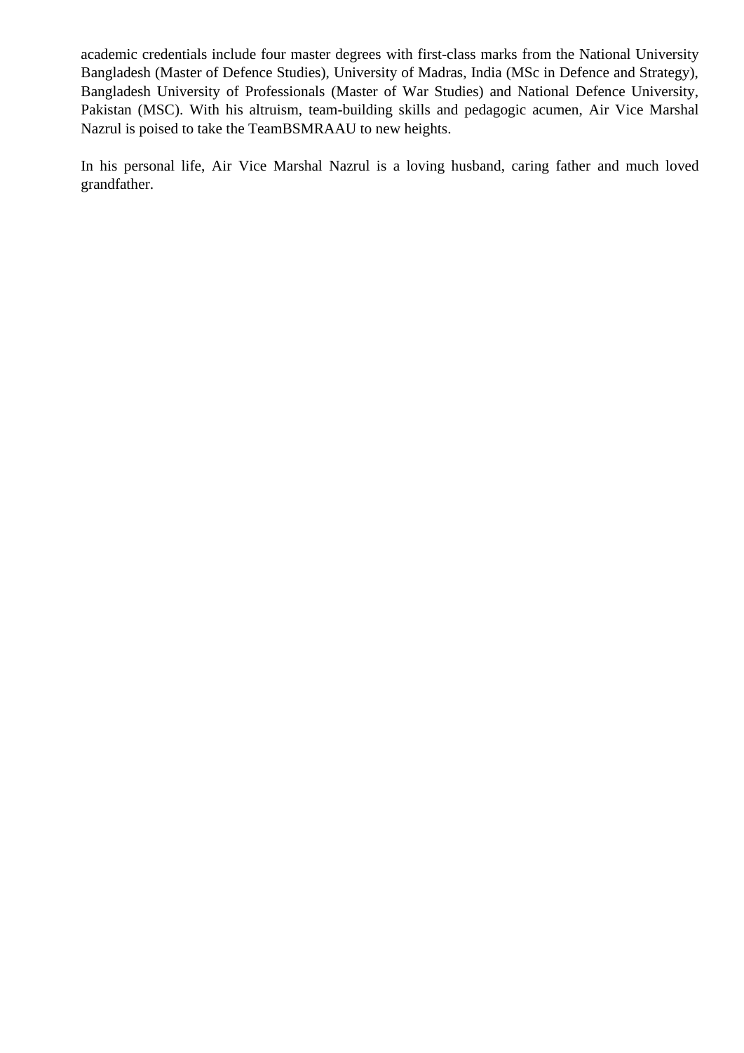academic credentials include four master degrees with first-class marks from the National University Bangladesh (Master of Defence Studies), University of Madras, India (MSc in Defence and Strategy), Bangladesh University of Professionals (Master of War Studies) and National Defence University, Pakistan (MSC). With his altruism, team-building skills and pedagogic acumen, Air Vice Marshal Nazrul is poised to take the TeamBSMRAAU to new heights.

In his personal life, Air Vice Marshal Nazrul is a loving husband, caring father and much loved grandfather.